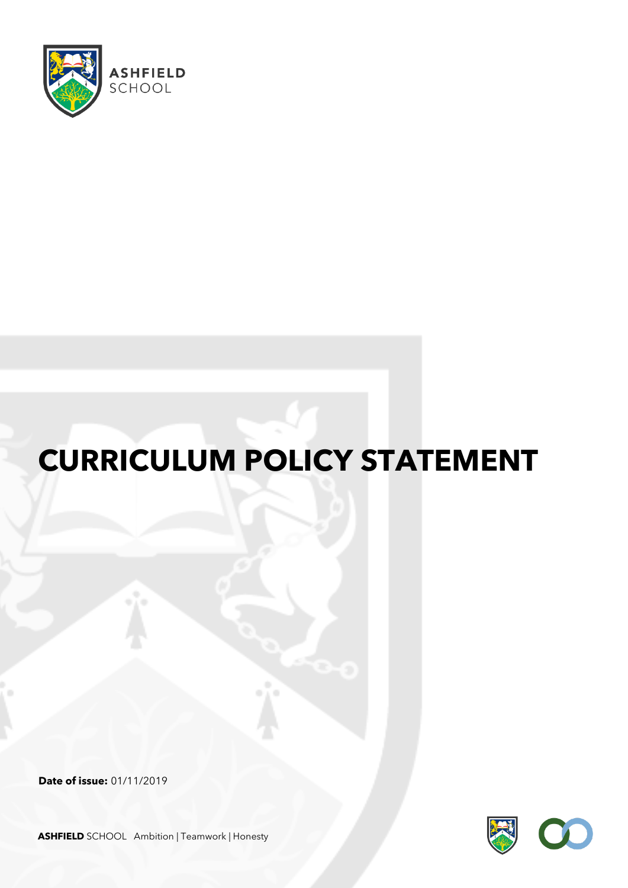ASHFIELD SCHOOL

# CURRICULUM POLICY STATEMENT

**Date of issue:** 01/11/2019

**ASHFIELD** SCHOOL Ambition | Teamwork | Honesty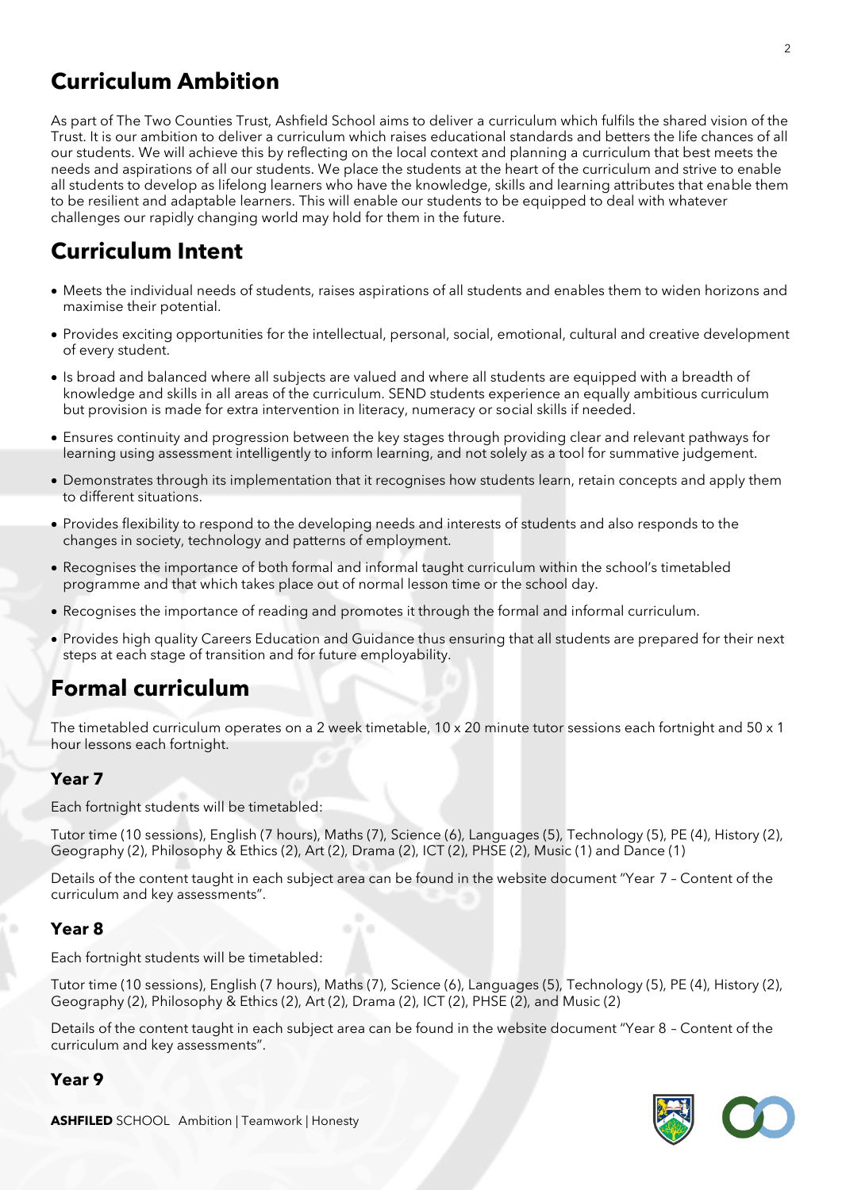# Curriculum Ambition

As part of The Two Counties Trust, Ashfield School aims to deliver a curriculum which fulfils the shared vision of the Trust. It is our ambition to deliver a curriculum which raises educational standards and betters the life chances of all our students. We will achieve this by reflecting on the local context and planning a curriculum that best meets the needs and aspirations of all our students. We place the students at the heart of the curriculum and strive to enable all students to develop as lifelong learners who have the knowledge, skills and learning attributes that enable them to be resilient and adaptable learners. This will enable our students to be equipped to deal with whatever challenges our rapidly changing world may hold for them in the future.

# Curriculum Intent

- Meets the individual needs of students, raises aspirations of all students and enables them to widen horizons and maximise their potential.
- Provides exciting opportunities for the intellectual, personal, social, emotional, cultural and creative development of every student.
- Is broad and balanced where all subjects are valued and where all students are equipped with a breadth of knowledge and skills in all areas of the curriculum. SEND students experience an equally ambitious curriculum but provision is made for extra intervention in literacy, numeracy or social skills if needed.
- Ensures continuity and progression between the key stages through providing clear and relevant pathways for learning using assessment intelligently to inform learning, and not solely as a tool for summative judgement.
- Demonstrates through its implementation that it recognises how students learn, retain concepts and apply them to different situations.
- Provides flexibility to respond to the developing needs and interests of students and also responds to the changes in society, technology and patterns of employment.
- Recognises the importance of both formal and informal taught curriculum within the school's timetabled programme and that which takes place out of normal lesson time or the school day.
- Recognises the importance of reading and promotes it through the formal and informal curriculum.
- Provides high quality Careers Education and Guidance thus ensuring that all students are prepared for their next steps at each stage of transition and for future employability.

# Formal curriculum

The timetabled curriculum operates on a 2 week timetable, 10 x 20 minute tutor sessions each fortnight and 50 x 1 hour lessons each fortnight.

## Year 7

Each fortnight students will be timetabled:

Tutor time (10 sessions), English (7 hours), Maths (7), Science (6), Languages (5), Technology (5), PE (4), History (2), Geography (2), Philosophy & Ethics (2), Art (2), Drama (2), ICT (2), PHSE (2), Music (1) and Dance (1)

Details of the content taught in each subject area can be found in the website document "Year 7 – Content of the curriculum and key assessments".

## Year 8

Each fortnight students will be timetabled:

Tutor time (10 sessions), English (7 hours), Maths (7), Science (6), Languages (5), Technology (5), PE (4), History (2), Geography (2), Philosophy & Ethics (2), Art (2), Drama (2), ICT (2), PHSE (2), and Music (2)

Details of the content taught in each subject area can be found in the website document "Year 8 – Content of the curriculum and key assessments".

## Year 9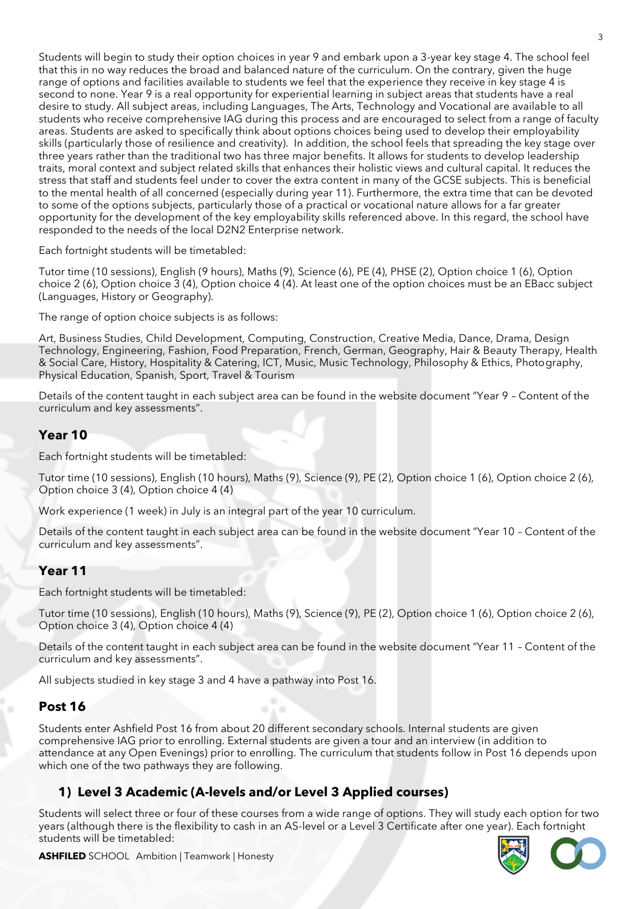Students will begin to study their option choices in year 9 and embark upon a 3-year key stage 4. The school feel that this in no way reduces the broad and balanced nature of the curriculum. On the contrary, given the huge range of options and facilities available to students we feel that the experience they receive in key stage 4 is second to none. Year 9 is a real opportunity for experiential learning in subject areas that students have a real desire to study. All subject areas, including Languages, The Arts, Technology and Vocational are available to all students who receive comprehensive IAG during this process and are encouraged to select from a range of faculty areas. Students are asked to specifically think about options choices being used to develop their employability skills (particularly those of resilience and creativity). In addition, the school feels that spreading the key stage over three years rather than the traditional two has three major benefits. It allows for students to develop leadership traits, moral context and subject related skills that enhances their holistic views and cultural capital. It reduces the stress that staff and students feel under to cover the extra content in many of the GCSE subjects. This is beneficial to the mental health of all concerned (especially during year 11). Furthermore, the extra time that can be devoted to some of the options subjects, particularly those of a practical or vocational nature allows for a far greater opportunity for the development of the key employability skills referenced above. In this regard, the school have responded to the needs of the local D2N2 Enterprise network.

Each fortnight students will be timetabled:

Tutor time (10 sessions), English (9 hours), Maths (9), Science (6), PE (4), PHSE (2), Option choice 1 (6), Option choice 2 (6), Option choice 3 (4), Option choice 4 (4). At least one of the option choices must be an EBacc subject (Languages, History or Geography).

The range of option choice subjects is as follows:

Art, Business Studies, Child Development, Computing, Construction, Creative Media, Dance, Drama, Design Technology, Engineering, Fashion, Food Preparation, French, German, Geography, Hair & Beauty Therapy, Health & Social Care, History, Hospitality & Catering, ICT, Music, Music Technology, Philosophy & Ethics, Photography, Physical Education, Spanish, Sport, Travel & Tourism

Details of the content taught in each subject area can be found in the website document "Year 9 – Content of the curriculum and key assessments".

## Year 10

Each fortnight students will be timetabled:

Tutor time (10 sessions), English (10 hours), Maths (9), Science (9), PE (2), Option choice 1 (6), Option choice 2 (6), Option choice 3 (4), Option choice 4 (4)

Work experience (1 week) in July is an integral part of the year 10 curriculum.

Details of the content taught in each subject area can be found in the website document "Year 10 – Content of the curriculum and key assessments".

## Year 11

Each fortnight students will be timetabled:

Tutor time (10 sessions), English (10 hours), Maths (9), Science (9), PE (2), Option choice 1 (6), Option choice 2 (6), Option choice 3 (4), Option choice 4 (4)

Details of the content taught in each subject area can be found in the website document "Year 11 – Content of the curriculum and key assessments".

All subjects studied in key stage 3 and 4 have a pathway into Post 16.

## Post 16

Students enter Ashfield Post 16 from about 20 different secondary schools. Internal students are given comprehensive IAG prior to enrolling. External students are given a tour and an interview (in addition to attendance at any Open Evenings) prior to enrolling. The curriculum that students follow in Post 16 depends upon which one of the two pathways they are following.

### 1) Level 3 Academic (A-levels and/or Level 3 Applied courses)

Students will select three or four of these courses from a wide range of options. They will study each option for two years (although there is the flexibility to cash in an AS-level or a Level 3 Certificate after one year). Each fortnight students will be timetabled: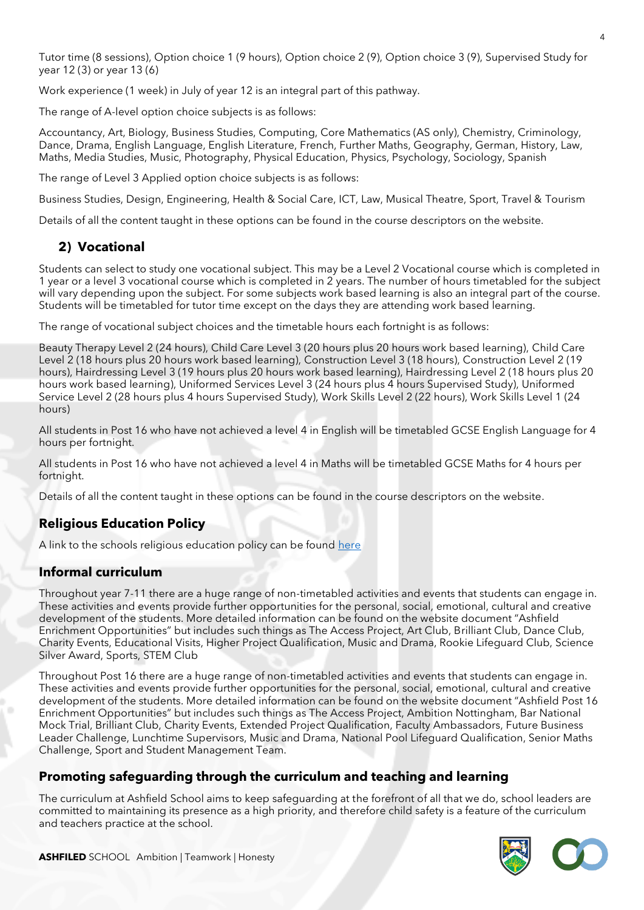Tutor time (8 sessions), Option choice 1 (9 hours), Option choice 2 (9), Option choice 3 (9), Supervised Study for year 12 (3) or year 13 (6)

Work experience (1 week) in July of year 12 is an integral part of this pathway.

The range of A-level option choice subjects is as follows:

Accountancy, Art, Biology, Business Studies, Computing, Core Mathematics (AS only), Chemistry, Criminology, Dance, Drama, English Language, English Literature, French, Further Maths, Geography, German, History, Law, Maths, Media Studies, Music, Photography, Physical Education, Physics, Psychology, Sociology, Spanish

The range of Level 3 Applied option choice subjects is as follows:

Business Studies, Design, Engineering, Health & Social Care, ICT, Law, Musical Theatre, Sport, Travel & Tourism

Details of all the content taught in these options can be found in the course descriptors on the website.

## 2) Vocational

Students can select to study one vocational subject. This may be a Level 2 Vocational course which is completed in 1 year or a level 3 vocational course which is completed in 2 years. The number of hours timetabled for the subject will vary depending upon the subject. For some subjects work based learning is also an integral part of the course. Students will be timetabled for tutor time except on the days they are attending work based learning.

The range of vocational subject choices and the timetable hours each fortnight is as follows:

Beauty Therapy Level 2 (24 hours), Child Care Level 3 (20 hours plus 20 hours work based learning), Child Care Level 2 (18 hours plus 20 hours work based learning), Construction Level 3 (18 hours), Construction Level 2 (19 hours), Hairdressing Level 3 (19 hours plus 20 hours work based learning), Hairdressing Level 2 (18 hours plus 20 hours work based learning), Uniformed Services Level 3 (24 hours plus 4 hours Supervised Study), Uniformed Service Level 2 (28 hours plus 4 hours Supervised Study), Work Skills Level 2 (22 hours), Work Skills Level 1 (24 hours)

All students in Post 16 who have not achieved a level 4 in English will be timetabled GCSE English Language for 4 hours per fortnight.

All students in Post 16 who have not achieved a level 4 in Maths will be timetabled GCSE Maths for 4 hours per fortnight.

Details of all the content taught in these options can be found in the course descriptors on the website.

## Religious Education Policy

A link to the schools religious education policy can be found here

## Informal curriculum

Throughout year 7-11 there are a huge range of non-timetabled activities and events that students can engage in. These activities and events provide further opportunities for the personal, social, emotional, cultural and creative development of the students. More detailed information can be found on the website document "Ashfield Enrichment Opportunities" but includes such things as The Access Project, Art Club, Brilliant Club, Dance Club, Charity Events, Educational Visits, Higher Project Qualification, Music and Drama, Rookie Lifeguard Club, Science Silver Award, Sports, STEM Club

Throughout Post 16 there are a huge range of non-timetabled activities and events that students can engage in. These activities and events provide further opportunities for the personal, social, emotional, cultural and creative development of the students. More detailed information can be found on the website document "Ashfield Post 16 Enrichment Opportunities" but includes such things as The Access Project, Ambition Nottingham, Bar National Mock Trial, Brilliant Club, Charity Events, Extended Project Qualification, Faculty Ambassadors, Future Business Leader Challenge, Lunchtime Supervisors, Music and Drama, National Pool Lifeguard Qualification, Senior Maths Challenge, Sport and Student Management Team.

## Promoting safeguarding through the curriculum and teaching and learning

The curriculum at Ashfield School aims to keep safeguarding at the forefront of all that we do, school leaders are committed to maintaining its presence as a high priority, and therefore child safety is a feature of the curriculum and teachers practice at the school.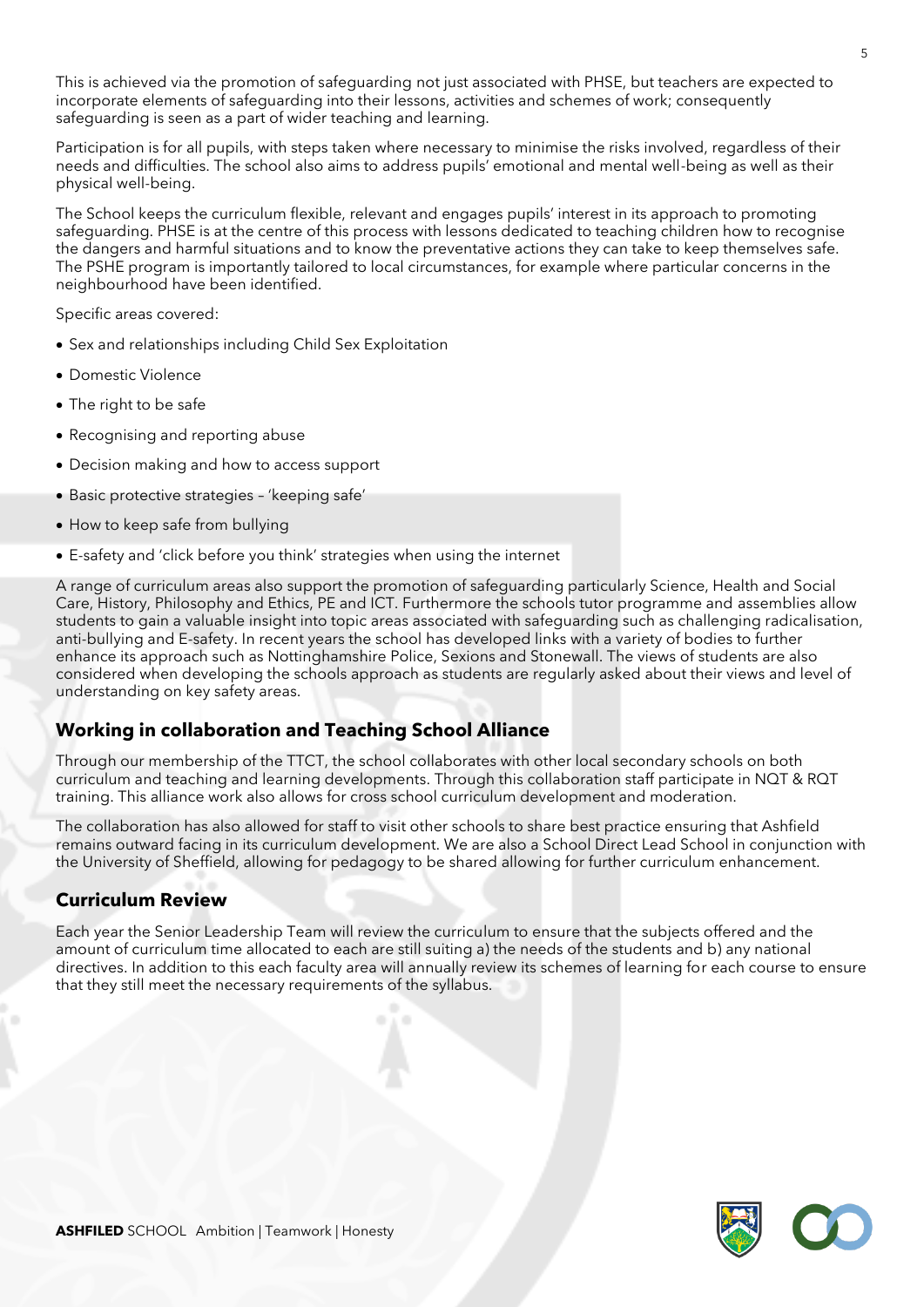This is achieved via the promotion of safeguarding not just associated with PHSE, but teachers are expected to incorporate elements of safeguarding into their lessons, activities and schemes of work; consequently safeguarding is seen as a part of wider teaching and learning.

Participation is for all pupils, with steps taken where necessary to minimise the risks involved, regardless of their needs and difficulties. The school also aims to address pupils' emotional and mental well-being as well as their physical well-being.

The School keeps the curriculum flexible, relevant and engages pupils' interest in its approach to promoting safeguarding. PHSE is at the centre of this process with lessons dedicated to teaching children how to recognise the dangers and harmful situations and to know the preventative actions they can take to keep themselves safe. The PSHE program is importantly tailored to local circumstances, for example where particular concerns in the neighbourhood have been identified.

Specific areas covered:

- Sex and relationships including Child Sex Exploitation
- Domestic Violence
- The right to be safe
- Recognising and reporting abuse
- Decision making and how to access support
- Basic protective strategies – 'keeping safe'
- How to keep safe from bullying
- E-safety and 'click before you think' strategies when using the internet

A range of curriculum areas also support the promotion of safeguarding particularly Science, Health and Social Care, History, Philosophy and Ethics, PE and ICT. Furthermore the schools tutor programme and assemblies allow students to gain a valuable insight into topic areas associated with safeguarding such as challenging radicalisation, anti-bullying and E-safety. In recent years the school has developed links with a variety of bodies to further enhance its approach such as Nottinghamshire Police, Sexions and Stonewall. The views of students are also considered when developing the schools approach as students are regularly asked about their views and level of understanding on key safety areas.

## Working in collaboration and Teaching School Alliance

Through our membership of the TTCT, the school collaborates with other local secondary schools on both curriculum and teaching and learning developments. Through this collaboration staff participate in NQT & RQT training. This alliance work also allows for cross school curriculum development and moderation.

The collaboration has also allowed for staff to visit other schools to share best practice ensuring that Ashfield remains outward facing in its curriculum development. We are also a School Direct Lead School in conjunction with the University of Sheffield, allowing for pedagogy to be shared allowing for further curriculum enhancement.

## Curriculum Review

Each year the Senior Leadership Team will review the curriculum to ensure that the subjects offered and the amount of curriculum time allocated to each are still suiting a) the needs of the students and b) any national directives. In addition to this each faculty area will annually review its schemes of learning for each course to ensure that they still meet the necessary requirements of the syllabus.